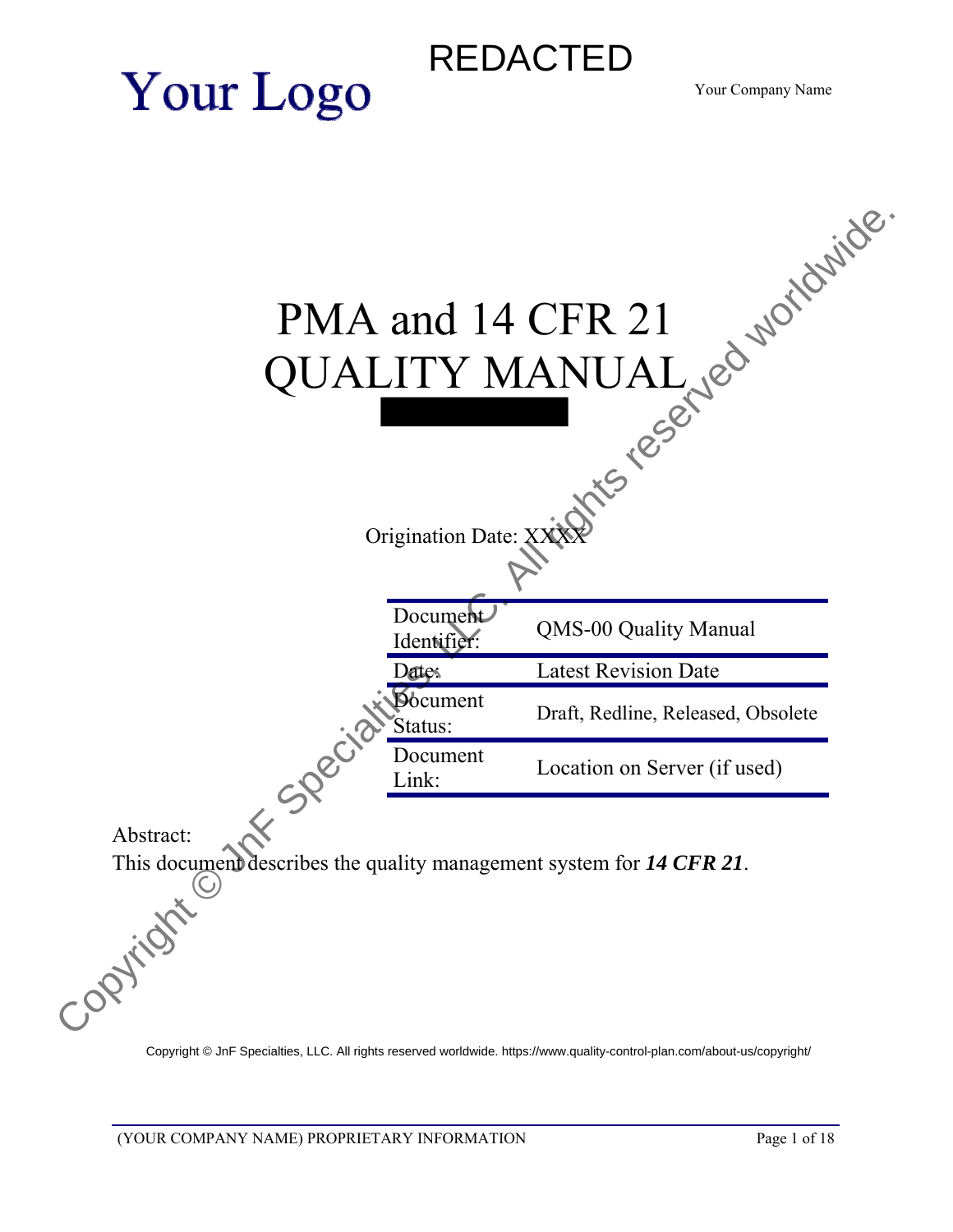Your Logo

REDACTED

Your Company Name

# PMA and 14 CFR 21 QUALITY MANUAL

Origination Date: XXXX

| Document Identifier: | QMS-00 Quality Manual |
| --- | --- |
| Date: | Latest Revision Date |
| Document Status: | Draft, Redline, Released, Obsolete |
| Document Link: | Location on Server (if used) |

Abstract:
This document describes the quality management system for ***14 CFR 21***.

Copyright © JnF Specialties, LLC. All rights reserved worldwide. https://www.quality-control-plan.com/about-us/copyright/

(YOUR COMPANY NAME) PROPRIETARY INFORMATION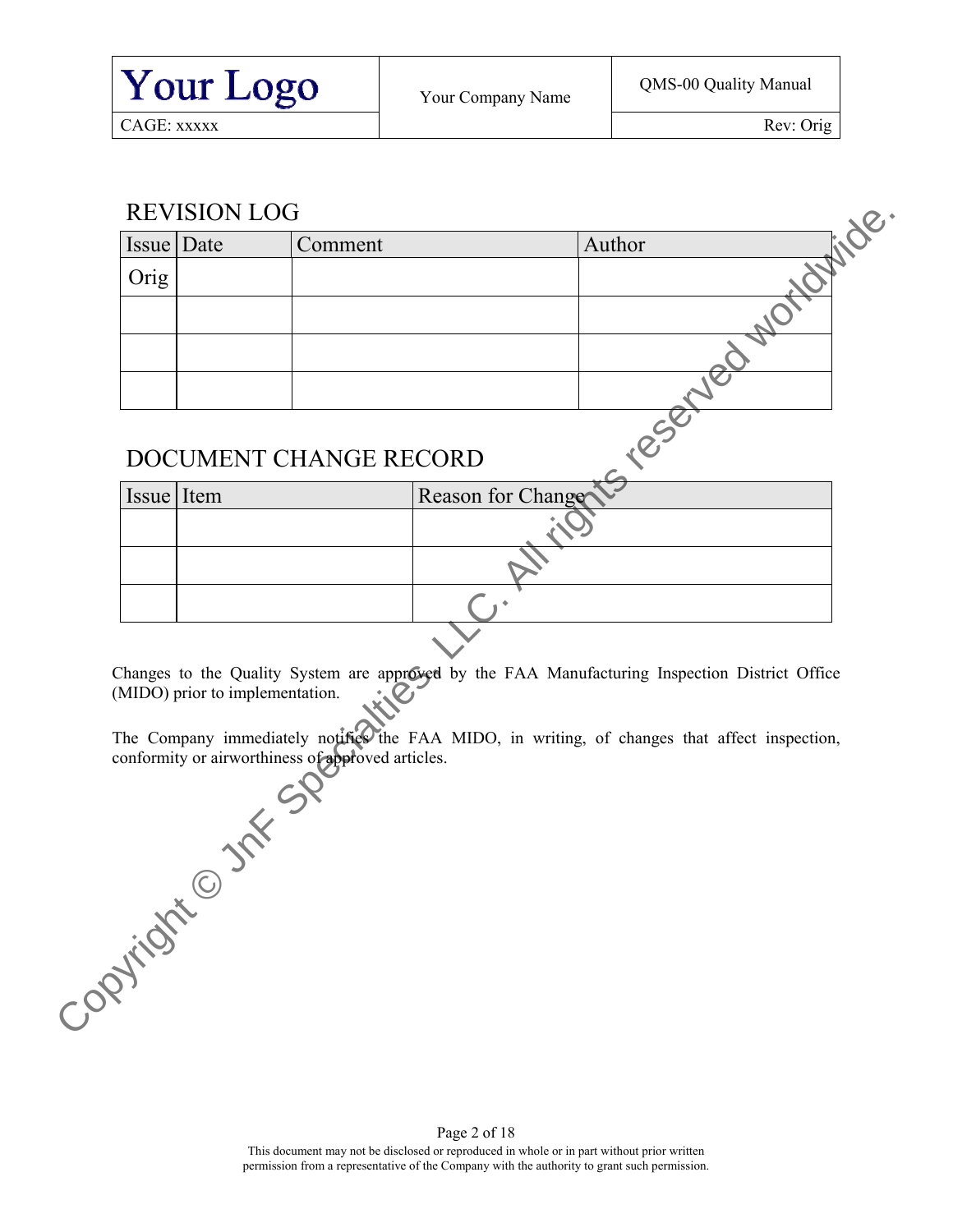## REVISION LOG

| Issue | Date | Comment | Author |
|---|---|---|---|
| Orig | | | |
| | | | |
| | | | |
| | | | |

## DOCUMENT CHANGE RECORD

| Issue | Item | Reason for Change |
|---|---|---|
| | | |
| | | |
| | | |

Changes to the Quality System are approved by the FAA Manufacturing Inspection District Office (MIDO) prior to implementation.

The Company immediately notifies the FAA MIDO, in writing, of changes that affect inspection, conformity or airworthiness of approved articles.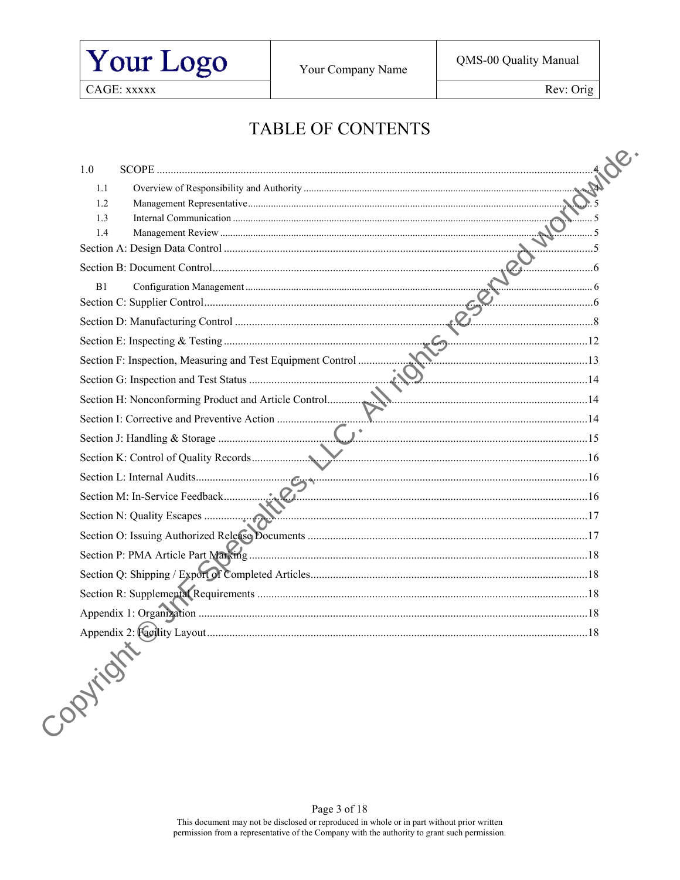# TABLE OF CONTENTS

1.0 SCOPE ..... 4
- 1.1 Overview of Responsibility and Authority ..... 4
- 1.2 Management Representative ..... 5
- 1.3 Internal Communication ..... 5
- 1.4 Management Review ..... 5

Section A: Design Data Control ..... 5

Section B: Document Control ..... 6
- B1 Configuration Management ..... 6

Section C: Supplier Control ..... 6

Section D: Manufacturing Control ..... 8

Section E: Inspecting & Testing ..... 12

Section F: Inspection, Measuring and Test Equipment Control ..... 13

Section G: Inspection and Test Status ..... 14

Section H: Nonconforming Product and Article Control ..... 14

Section I: Corrective and Preventive Action ..... 14

Section J: Handling & Storage ..... 15

Section K: Control of Quality Records ..... 16

Section L: Internal Audits ..... 16

Section M: In-Service Feedback ..... 16

Section N: Quality Escapes ..... 17

Section O: Issuing Authorized Release Documents ..... 17

Section P: PMA Article Part Marking ..... 18

Section Q: Shipping / Export of Completed Articles ..... 18

Section R: Supplemental Requirements ..... 18

Appendix 1: Organization ..... 18

Appendix 2: Facility Layout ..... 18

This document may not be disclosed or reproduced in whole or in part without prior written permission from a representative of the Company with the authority to grant such permission.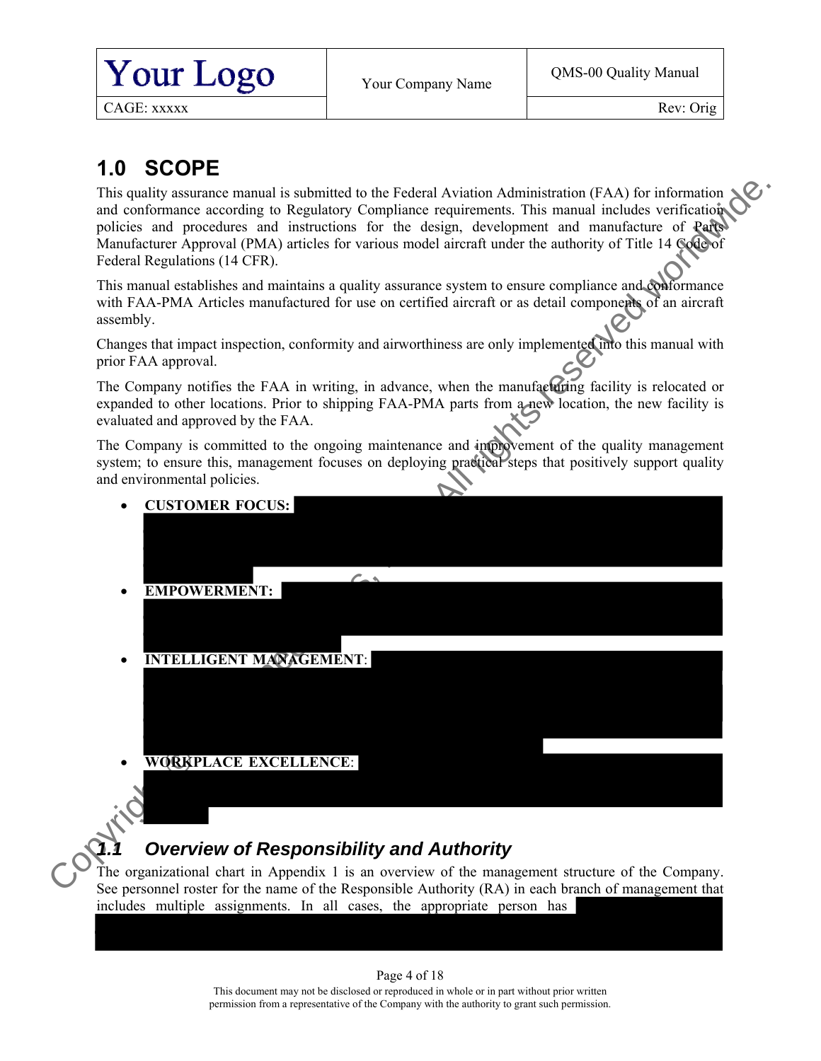# 1.0 SCOPE

This quality assurance manual is submitted to the Federal Aviation Administration (FAA) for information and conformance according to Regulatory Compliance requirements. This manual includes verification policies and procedures and instructions for the design, development and manufacture of Parts Manufacturer Approval (PMA) articles for various model aircraft under the authority of Title 14 Code of Federal Regulations (14 CFR).

This manual establishes and maintains a quality assurance system to ensure compliance and conformance with FAA-PMA Articles manufactured for use on certified aircraft or as detail components of an aircraft assembly.

Changes that impact inspection, conformity and airworthiness are only implemented into this manual with prior FAA approval.

The Company notifies the FAA in writing, in advance, when the manufacturing facility is relocated or expanded to other locations. Prior to shipping FAA-PMA parts from a new location, the new facility is evaluated and approved by the FAA.

The Company is committed to the ongoing maintenance and improvement of the quality management system; to ensure this, management focuses on deploying practical steps that positively support quality and environmental policies.

- **CUSTOMER FOCUS:**
- **EMPOWERMENT:**
- **INTELLIGENT MANAGEMENT**:
- **WORKPLACE EXCELLENCE**:

## *1.1 Overview of Responsibility and Authority*

The organizational chart in Appendix 1 is an overview of the management structure of the Company. See personnel roster for the name of the Responsible Authority (RA) in each branch of management that includes multiple assignments. In all cases, the appropriate person has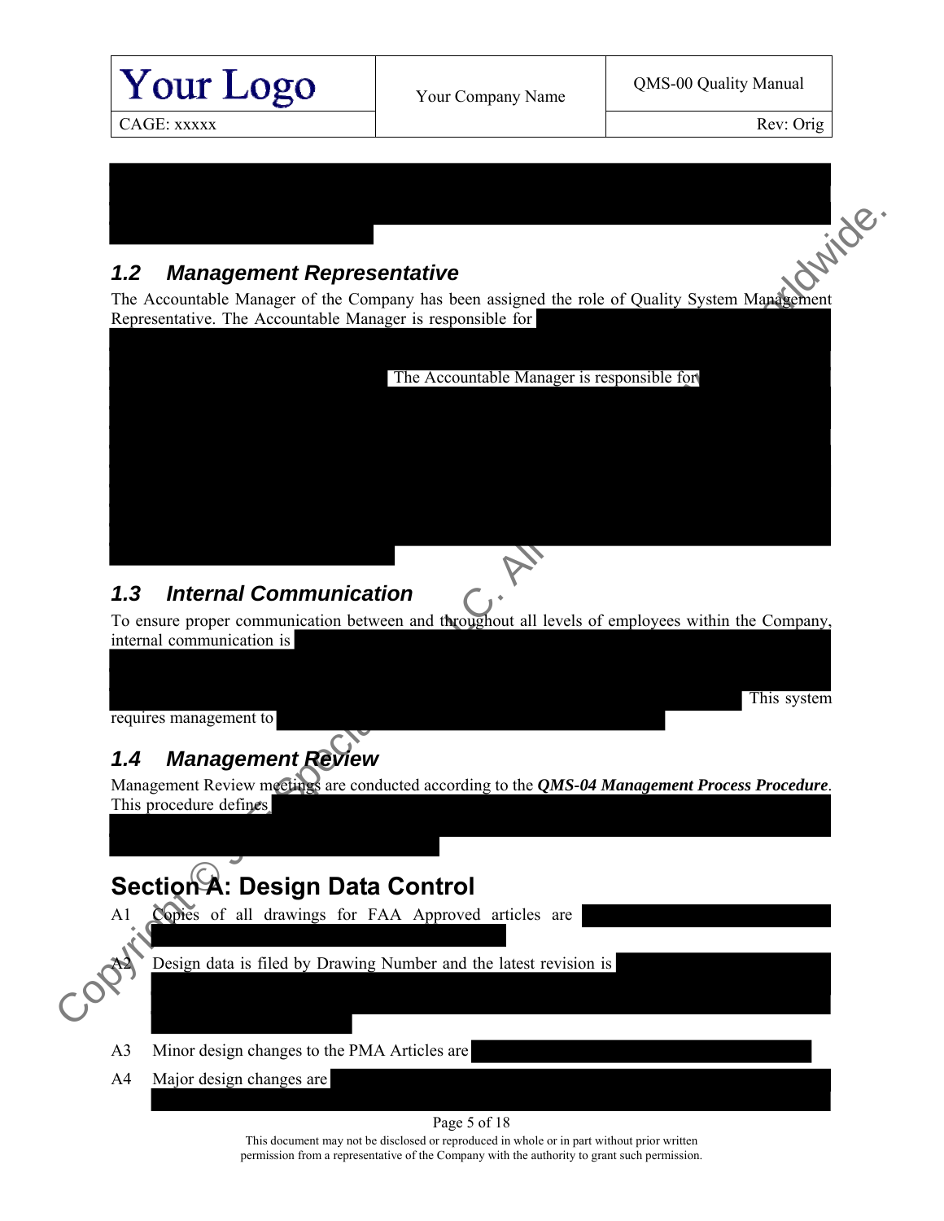## 1.2 Management Representative

The Accountable Manager of the Company has been assigned the role of Quality System Management Representative. The Accountable Manager is responsible for

The Accountable Manager is responsible for

## 1.3 Internal Communication

To ensure proper communication between and throughout all levels of employees within the Company, internal communication is

This system requires management to

## 1.4 Management Review

Management Review meetings are conducted according to the ***QMS-04 Management Process Procedure***. This procedure defines

# Section A: Design Data Control

A1 Copies of all drawings for FAA Approved articles are

A2 Design data is filed by Drawing Number and the latest revision is

A3 Minor design changes to the PMA Articles are

A4 Major design changes are

This document may not be disclosed or reproduced in whole or in part without prior written permission from a representative of the Company with the authority to grant such permission.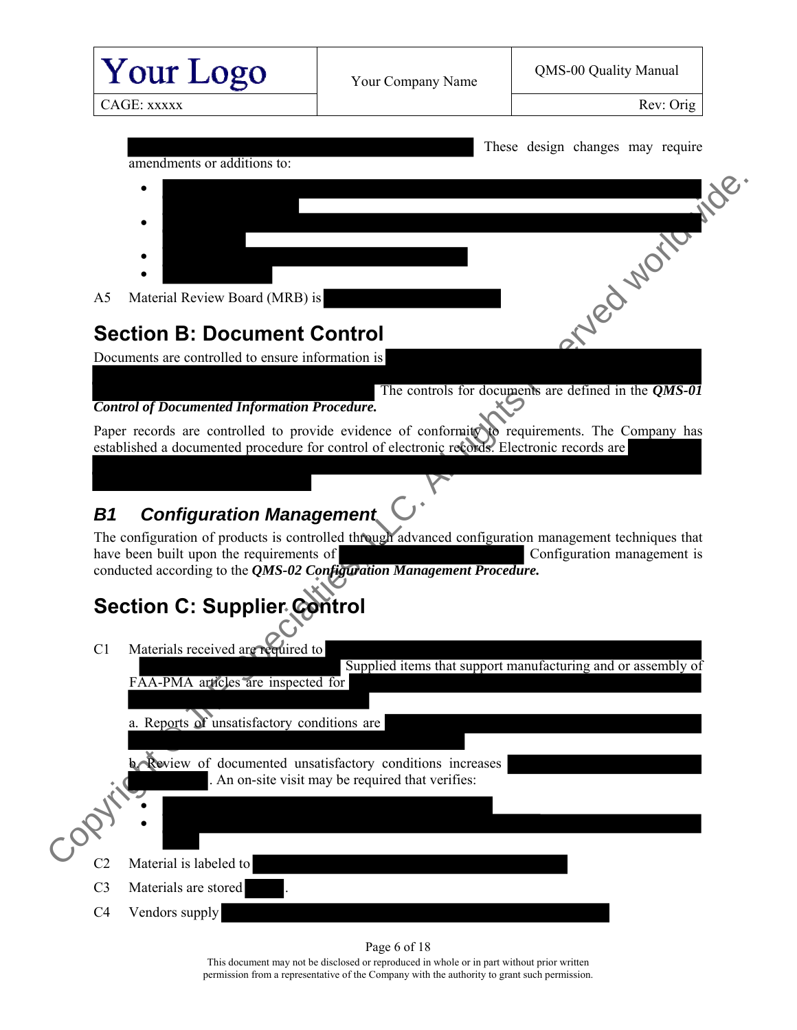These design changes may require amendments or additions to:

- 
- 
- 
- 

A5 Material Review Board (MRB) is

## Section B: Document Control

Documents are controlled to ensure information is The controls for documents are defined in the ***QMS-01 Control of Documented Information Procedure.***

Paper records are controlled to provide evidence of conformity to requirements. The Company has established a documented procedure for control of electronic records. Electronic records are

### *B1 Configuration Management*

The configuration of products is controlled through advanced configuration management techniques that have been built upon the requirements of Configuration management is conducted according to the ***QMS-02 Configuration Management Procedure.***

## Section C: Supplier Control

C1 Materials received are required to Supplied items that support manufacturing and or assembly of FAA-PMA articles are inspected for

a. Reports of unsatisfactory conditions are

b. Review of documented unsatisfactory conditions increases . An on-site visit may be required that verifies:

- 
- 

C2 Material is labeled to

C3 Materials are stored .

C4 Vendors supply

This document may not be disclosed or reproduced in whole or in part without prior written permission from a representative of the Company with the authority to grant such permission.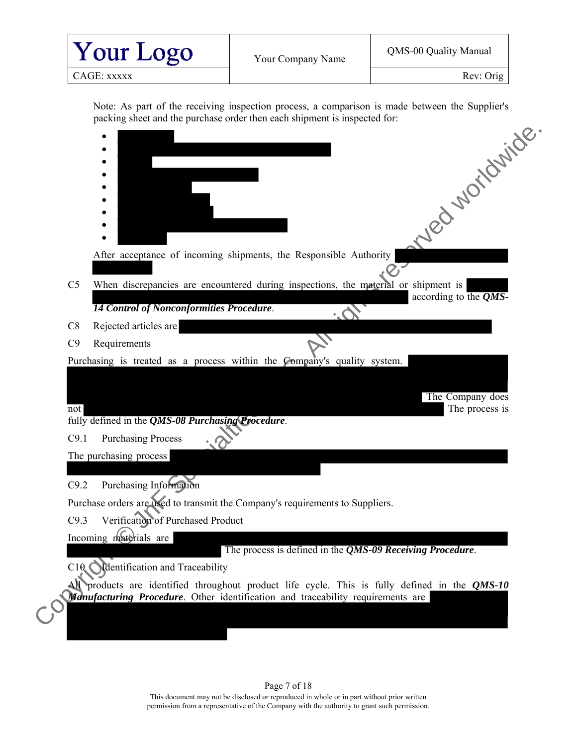Note: As part of the receiving inspection process, a comparison is made between the Supplier's packing sheet and the purchase order then each shipment is inspected for:

- 
- 
- 
- 
- 
- 
- 
- 
- 

After acceptance of incoming shipments, the Responsible Authority

C5 When discrepancies are encountered during inspections, the material or shipment is according to the ***QMS-14 Control of Nonconformities Procedure***.

C8 Rejected articles are

C9 Requirements

Purchasing is treated as a process within the Company's quality system. The Company does not The process is fully defined in the ***QMS-08 Purchasing Procedure***.

C9.1 Purchasing Process

The purchasing process

C9.2 Purchasing Information

Purchase orders are used to transmit the Company's requirements to Suppliers.

C9.3 Verification of Purchased Product

Incoming materials are The process is defined in the ***QMS-09 Receiving Procedure***.

C10 Identification and Traceability

All products are identified throughout product life cycle. This is fully defined in the ***QMS-10 Manufacturing Procedure***. Other identification and traceability requirements are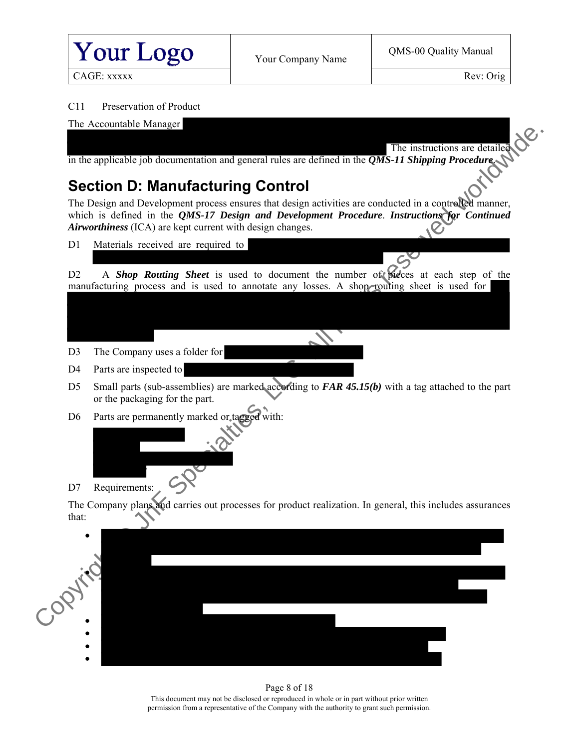C11 Preservation of Product

The Accountable Manager The instructions are detailed in the applicable job documentation and general rules are defined in the ***QMS-11 Shipping Procedure***.

## Section D: Manufacturing Control

The Design and Development process ensures that design activities are conducted in a controlled manner, which is defined in the ***QMS-17 Design and Development Procedure***. ***Instructions for Continued Airworthiness*** (ICA) are kept current with design changes.

D1 Materials received are required to

D2 A ***Shop Routing Sheet*** is used to document the number of pieces at each step of the manufacturing process and is used to annotate any losses. A shop routing sheet is used for

D3 The Company uses a folder for

D4 Parts are inspected to

D5 Small parts (sub-assemblies) are marked according to ***FAR 45.15(b)*** with a tag attached to the part or the packaging for the part.

D6 Parts are permanently marked or tagged with:

D7 Requirements:

The Company plans and carries out processes for product realization. In general, this includes assurances that:

-
-
-
-
-
-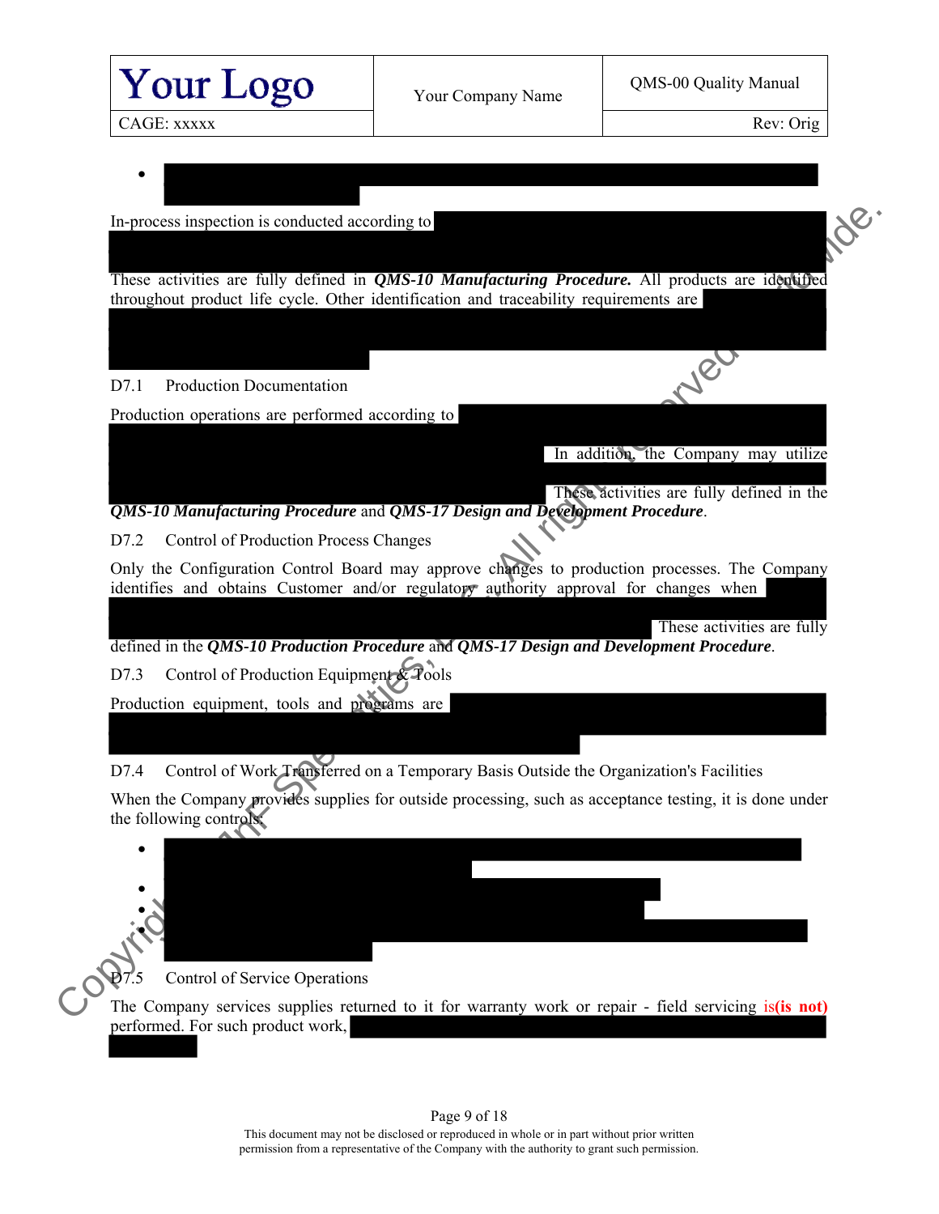In-process inspection is conducted according to

These activities are fully defined in ***QMS-10 Manufacturing Procedure.*** All products are identified throughout product life cycle. Other identification and traceability requirements are

D7.1 Production Documentation

Production operations are performed according to In addition, the Company may utilize These activities are fully defined in the ***QMS-10 Manufacturing Procedure*** and ***QMS-17 Design and Development Procedure***.

D7.2 Control of Production Process Changes

Only the Configuration Control Board may approve changes to production processes. The Company identifies and obtains Customer and/or regulatory authority approval for changes when These activities are fully defined in the ***QMS-10 Production Procedure*** and ***QMS-17 Design and Development Procedure***.

D7.3 Control of Production Equipment & Tools

Production equipment, tools and programs are

D7.4 Control of Work Transferred on a Temporary Basis Outside the Organization's Facilities

When the Company provides supplies for outside processing, such as acceptance testing, it is done under the following controls:

D7.5 Control of Service Operations

The Company services supplies returned to it for warranty work or repair - field servicing is**(is not)** performed. For such product work,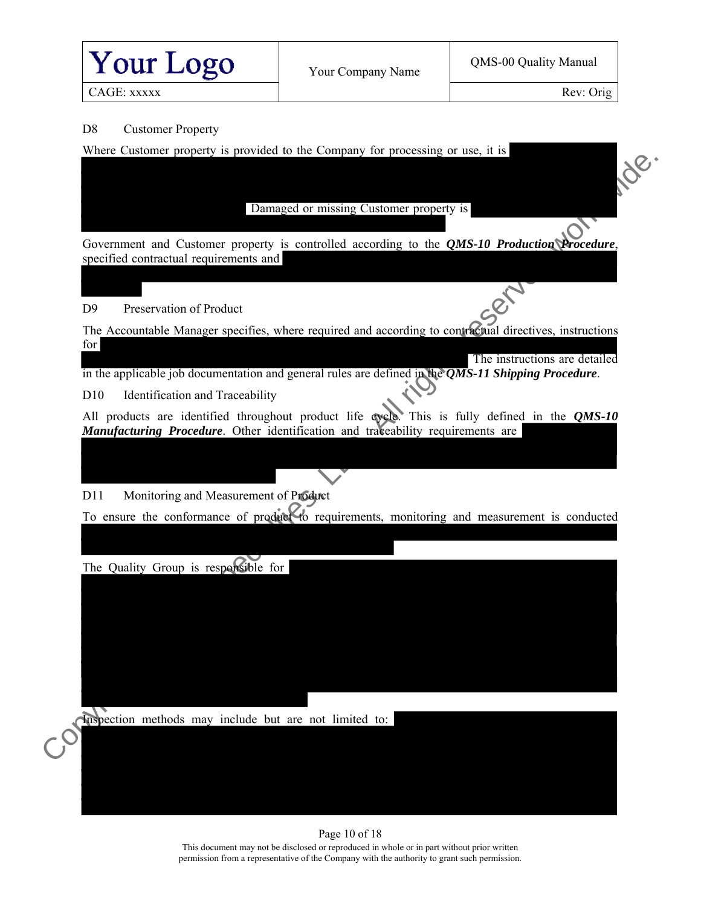D8 Customer Property

Where Customer property is provided to the Company for processing or use, it is

Damaged or missing Customer property is

Government and Customer property is controlled according to the ***QMS-10 Production Procedure***, specified contractual requirements and

D9 Preservation of Product

The Accountable Manager specifies, where required and according to contractual directives, instructions for

The instructions are detailed in the applicable job documentation and general rules are defined in the ***QMS-11 Shipping Procedure***.

D10 Identification and Traceability

All products are identified throughout product life cycle. This is fully defined in the ***QMS-10 Manufacturing Procedure***. Other identification and traceability requirements are

D11 Monitoring and Measurement of Product

To ensure the conformance of product to requirements, monitoring and measurement is conducted

The Quality Group is responsible for

Inspection methods may include but are not limited to: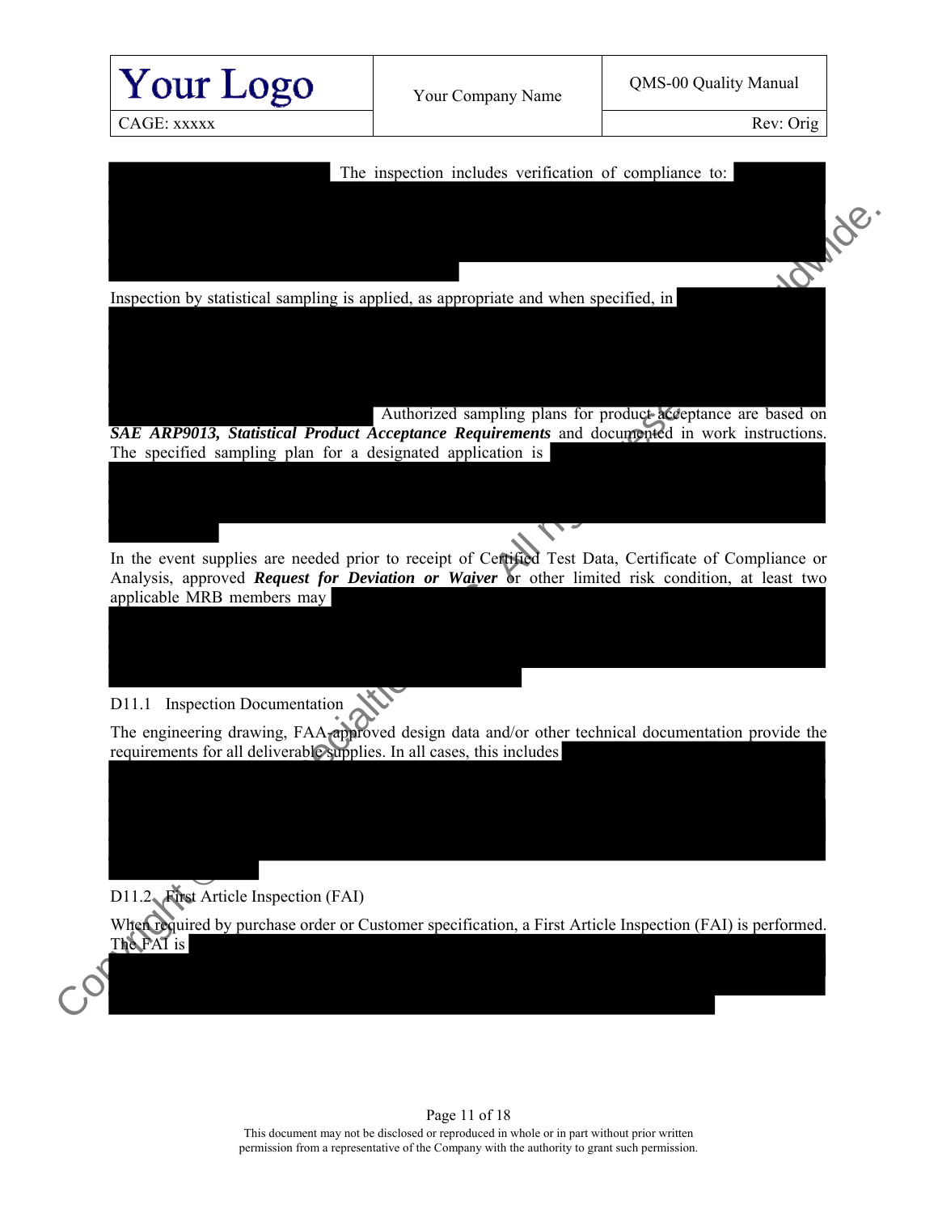The inspection includes verification of compliance to:

Inspection by statistical sampling is applied, as appropriate and when specified, in

Authorized sampling plans for product acceptance are based on ***SAE ARP9013, Statistical Product Acceptance Requirements*** and documented in work instructions. The specified sampling plan for a designated application is

In the event supplies are needed prior to receipt of Certified Test Data, Certificate of Compliance or Analysis, approved ***Request for Deviation or Waiver*** or other limited risk condition, at least two applicable MRB members may

D11.1 Inspection Documentation

The engineering drawing, FAA-approved design data and/or other technical documentation provide the requirements for all deliverable supplies. In all cases, this includes

D11.2 First Article Inspection (FAI)

When required by purchase order or Customer specification, a First Article Inspection (FAI) is performed. The FAI is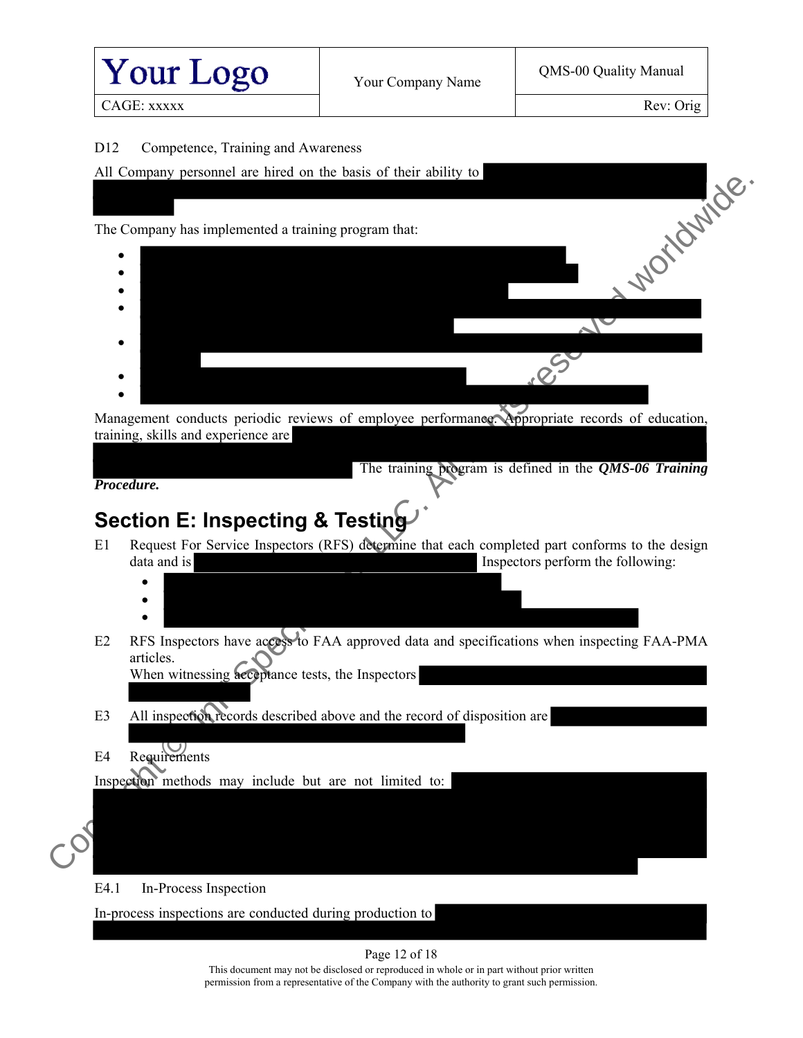D12 Competence, Training and Awareness

All Company personnel are hired on the basis of their ability to

The Company has implemented a training program that:

- 
- 
- 
- 
- 
- 
- 

Management conducts periodic reviews of employee performance. Appropriate records of education, training, skills and experience are The training program is defined in the ***QMS-06 Training Procedure.***

## Section E: Inspecting & Testing

E1 Request For Service Inspectors (RFS) determine that each completed part conforms to the design data and is Inspectors perform the following:

- 
- 
- 

E2 RFS Inspectors have access to FAA approved data and specifications when inspecting FAA-PMA articles.
When witnessing acceptance tests, the Inspectors

E3 All inspection records described above and the record of disposition are

E4 Requirements

Inspection methods may include but are not limited to:

E4.1 In-Process Inspection

In-process inspections are conducted during production to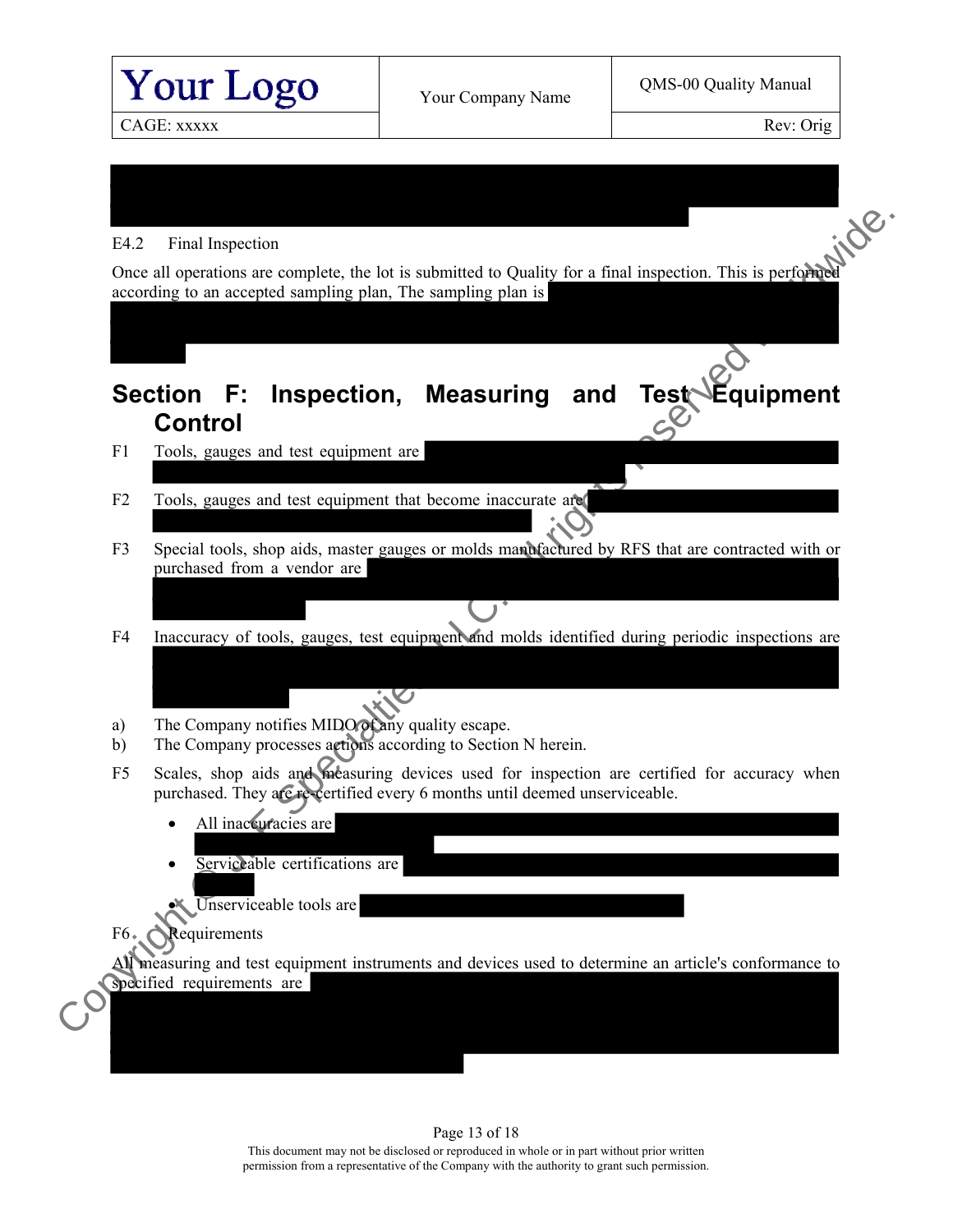E4.2 Final Inspection

Once all operations are complete, the lot is submitted to Quality for a final inspection. This is performed according to an accepted sampling plan, The sampling plan is

## Section F: Inspection, Measuring and Test Equipment Control

F1 Tools, gauges and test equipment are

F2 Tools, gauges and test equipment that become inaccurate are

F3 Special tools, shop aids, master gauges or molds manufactured by RFS that are contracted with or purchased from a vendor are

F4 Inaccuracy of tools, gauges, test equipment and molds identified during periodic inspections are

a) The Company notifies MIDO of any quality escape.
b) The Company processes actions according to Section N herein.

F5 Scales, shop aids and measuring devices used for inspection are certified for accuracy when purchased. They are re-certified every 6 months until deemed unserviceable.

- All inaccuracies are
- Serviceable certifications are
- Unserviceable tools are

F6 Requirements

All measuring and test equipment instruments and devices used to determine an article's conformance to specified requirements are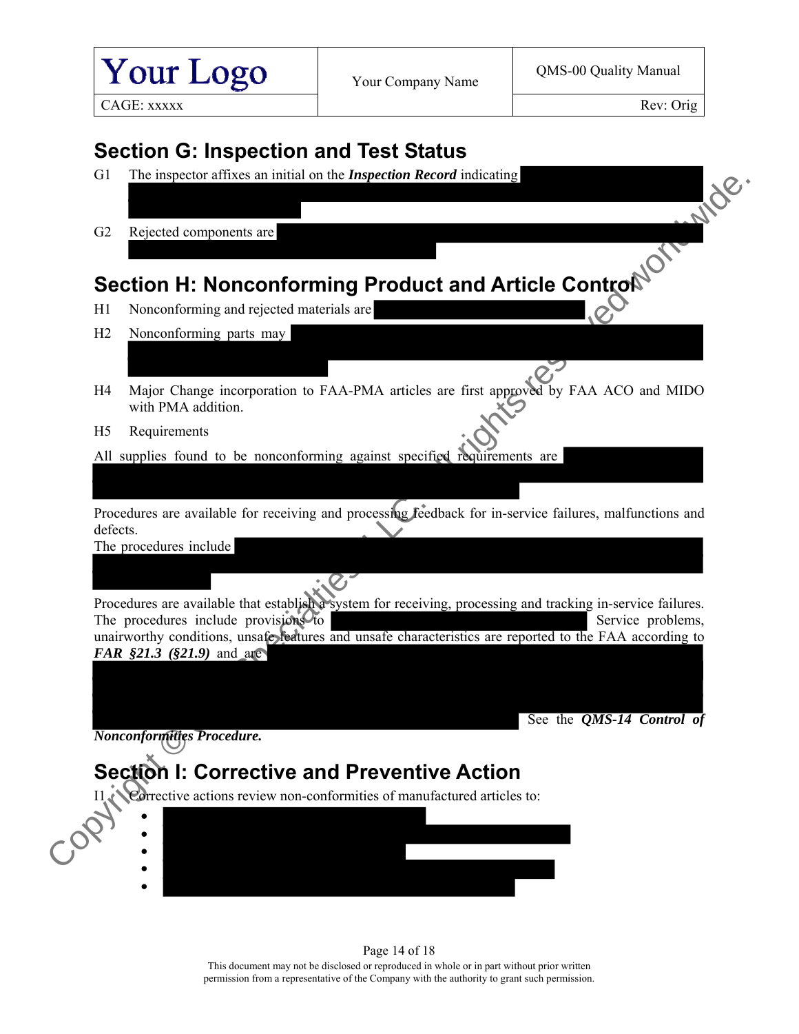## Section G: Inspection and Test Status

G1 The inspector affixes an initial on the ***Inspection Record*** indicating

G2 Rejected components are

## Section H: Nonconforming Product and Article Control

H1 Nonconforming and rejected materials are

H2 Nonconforming parts may

H4 Major Change incorporation to FAA-PMA articles are first approved by FAA ACO and MIDO with PMA addition.

H5 Requirements

All supplies found to be nonconforming against specified requirements are

Procedures are available for receiving and processing feedback for in-service failures, malfunctions and defects.
The procedures include

Procedures are available that establish a system for receiving, processing and tracking in-service failures. The procedures include provisions to Service problems, unairworthy conditions, unsafe features and unsafe characteristics are reported to the FAA according to ***FAR §21.3 (§21.9)*** and are See the ***QMS-14 Control of Nonconformities Procedure.***

## Section I: Corrective and Preventive Action

I1 Corrective actions review non-conformities of manufactured articles to:

-
-
-
-
-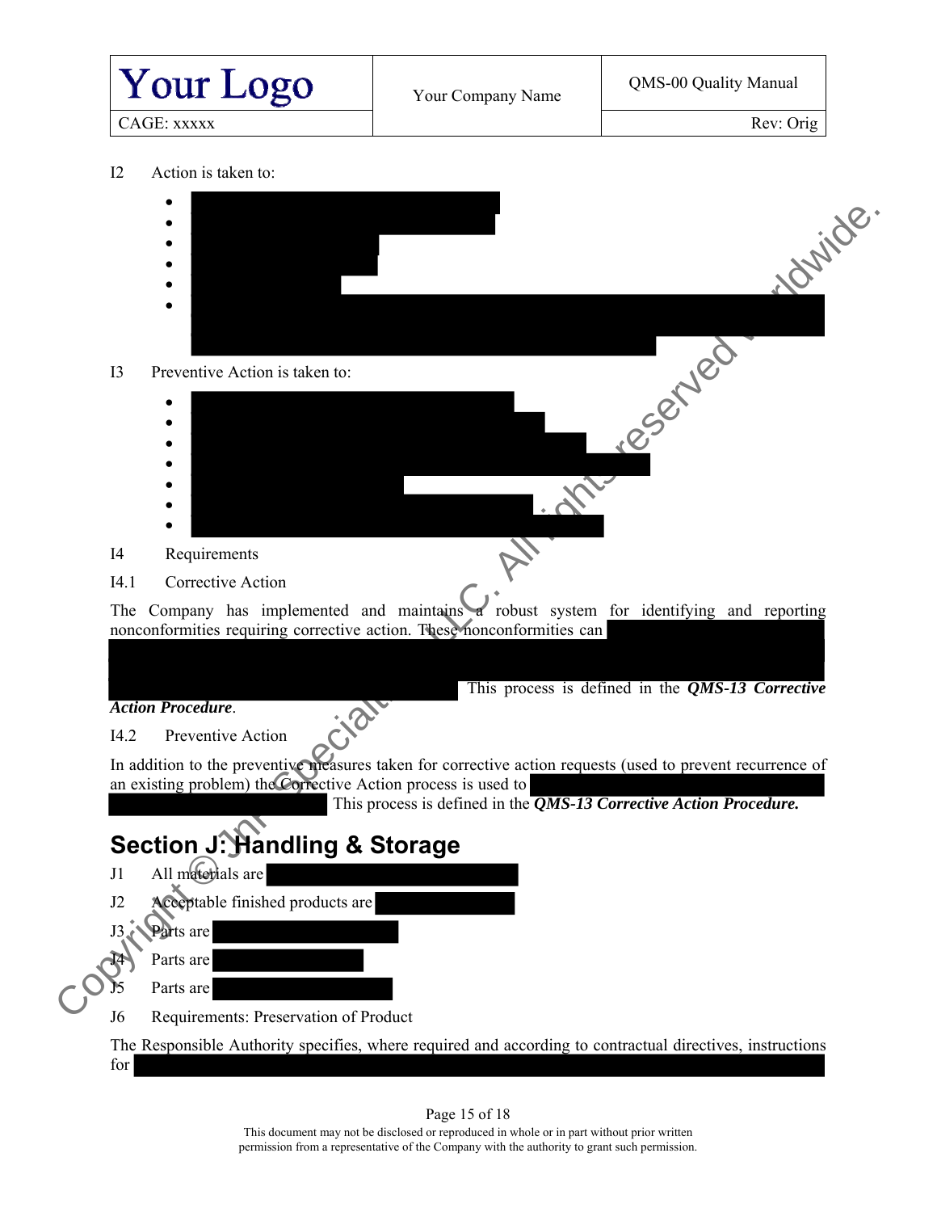I2 Action is taken to:

- 
- 
- 
- 
- 
- 

I3 Preventive Action is taken to:

- 
- 
- 
- 
- 
- 
- 

I4 Requirements

I4.1 Corrective Action

The Company has implemented and maintains a robust system for identifying and reporting nonconformities requiring corrective action. These nonconformities can This process is defined in the ***QMS-13 Corrective Action Procedure***.

I4.2 Preventive Action

In addition to the preventive measures taken for corrective action requests (used to prevent recurrence of an existing problem) the Corrective Action process is used to This process is defined in the ***QMS-13 Corrective Action Procedure.***

## Section J: Handling & Storage

J1 All materials are

J2 Acceptable finished products are

J3 Parts are

J4 Parts are

J5 Parts are

J6 Requirements: Preservation of Product

The Responsible Authority specifies, where required and according to contractual directives, instructions for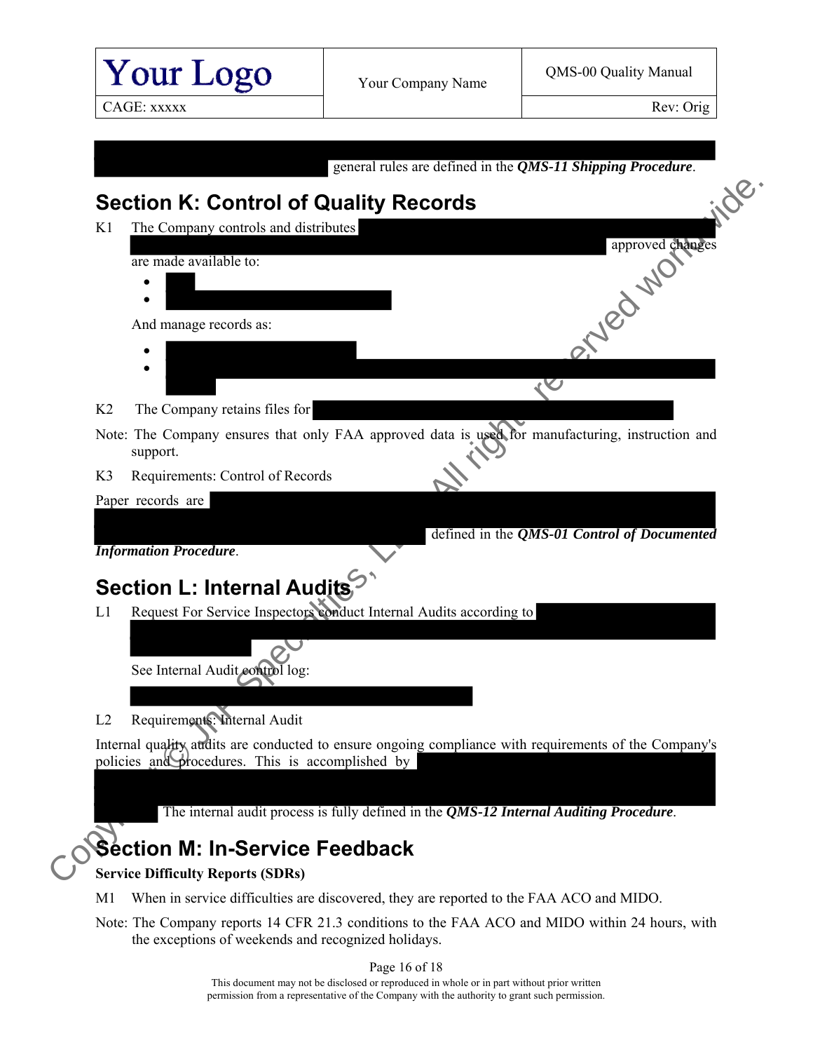general rules are defined in the ***QMS-11 Shipping Procedure***.

## Section K: Control of Quality Records

K1 The Company controls and distributes approved changes are made available to:

- 
- 

And manage records as:

- 
- 

K2 The Company retains files for

Note: The Company ensures that only FAA approved data is used for manufacturing, instruction and support.

K3 Requirements: Control of Records

Paper records are defined in the ***QMS-01 Control of Documented Information Procedure***.

## Section L: Internal Audits

L1 Request For Service Inspectors conduct Internal Audits according to

See Internal Audit control log:

L2 Requirements: Internal Audit

Internal quality audits are conducted to ensure ongoing compliance with requirements of the Company's policies and procedures. This is accomplished by The internal audit process is fully defined in the ***QMS-12 Internal Auditing Procedure***.

## Section M: In-Service Feedback

**Service Difficulty Reports (SDRs)**

M1 When in service difficulties are discovered, they are reported to the FAA ACO and MIDO.

Note: The Company reports 14 CFR 21.3 conditions to the FAA ACO and MIDO within 24 hours, with the exceptions of weekends and recognized holidays.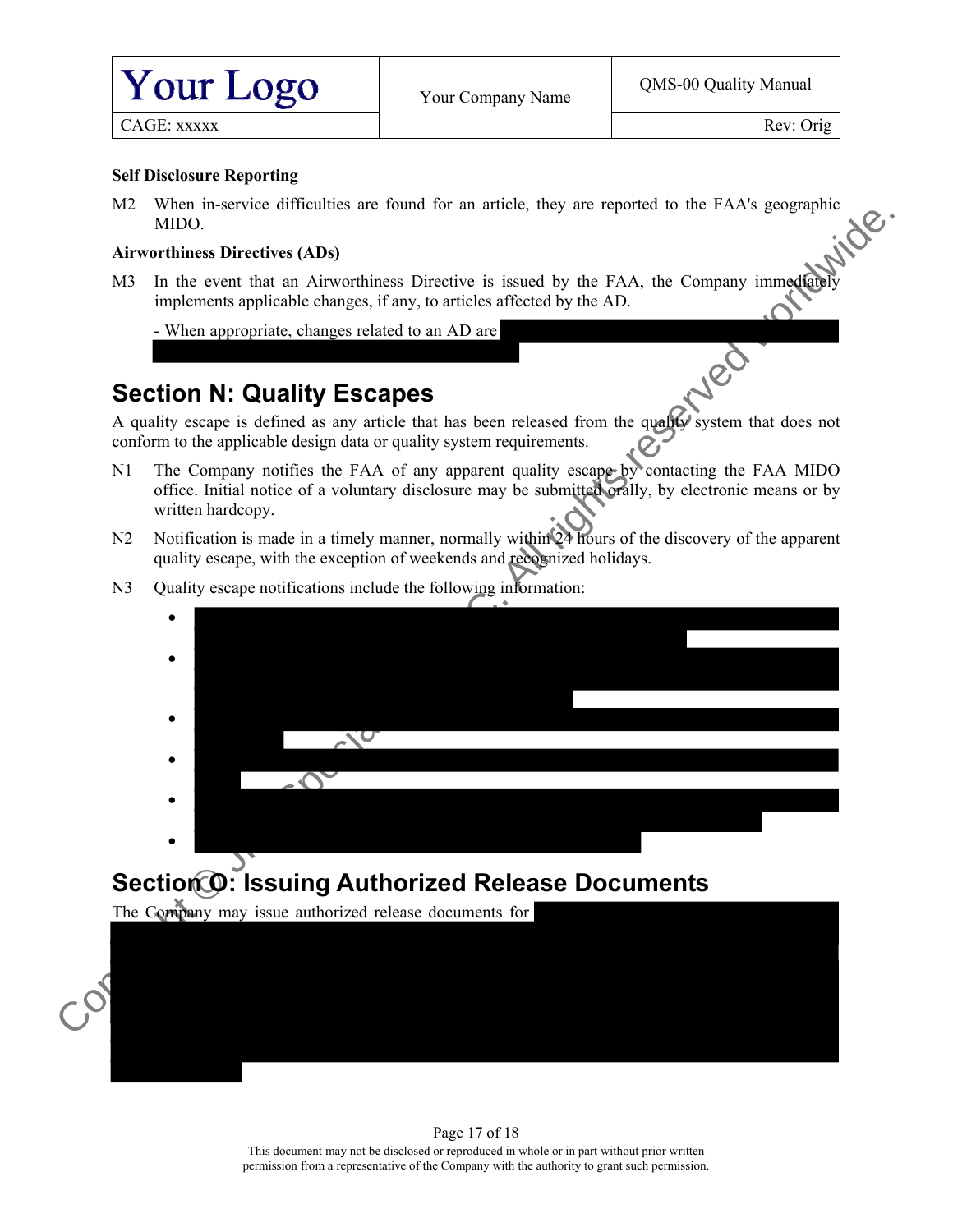**Self Disclosure Reporting**

M2 When in-service difficulties are found for an article, they are reported to the FAA's geographic MIDO.

**Airworthiness Directives (ADs)**

M3 In the event that an Airworthiness Directive is issued by the FAA, the Company immediately implements applicable changes, if any, to articles affected by the AD.

- When appropriate, changes related to an AD are

## Section N: Quality Escapes

A quality escape is defined as any article that has been released from the quality system that does not conform to the applicable design data or quality system requirements.

N1 The Company notifies the FAA of any apparent quality escape by contacting the FAA MIDO office. Initial notice of a voluntary disclosure may be submitted orally, by electronic means or by written hardcopy.

N2 Notification is made in a timely manner, normally within 24 hours of the discovery of the apparent quality escape, with the exception of weekends and recognized holidays.

N3 Quality escape notifications include the following information:

- 
- 
- 
- 
- 
- 

## Section O: Issuing Authorized Release Documents

The Company may issue authorized release documents for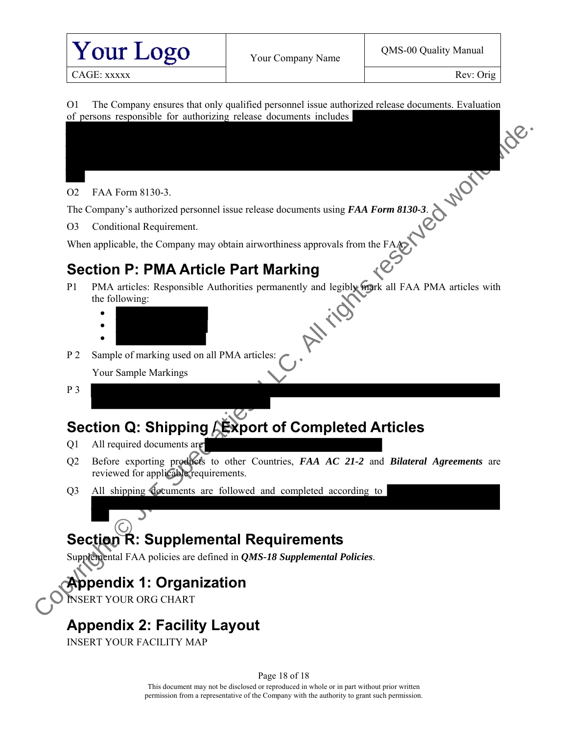O1 The Company ensures that only qualified personnel issue authorized release documents. Evaluation of persons responsible for authorizing release documents includes

O2 FAA Form 8130-3.

The Company's authorized personnel issue release documents using ***FAA Form 8130-3***.

O3 Conditional Requirement.

When applicable, the Company may obtain airworthiness approvals from the FAA.

## Section P: PMA Article Part Marking

P1 PMA articles: Responsible Authorities permanently and legibly mark all FAA PMA articles with the following:

- 
- 
- 

P 2 Sample of marking used on all PMA articles:

Your Sample Markings

P 3

## Section Q: Shipping / Export of Completed Articles

Q1 All required documents are

Q2 Before exporting products to other Countries, ***FAA AC 21-2*** and ***Bilateral Agreements*** are reviewed for applicable requirements.

Q3 All shipping documents are followed and completed according to

## Section R: Supplemental Requirements

Supplemental FAA policies are defined in ***QMS-18 Supplemental Policies***.

## Appendix 1: Organization

INSERT YOUR ORG CHART

## Appendix 2: Facility Layout

INSERT YOUR FACILITY MAP